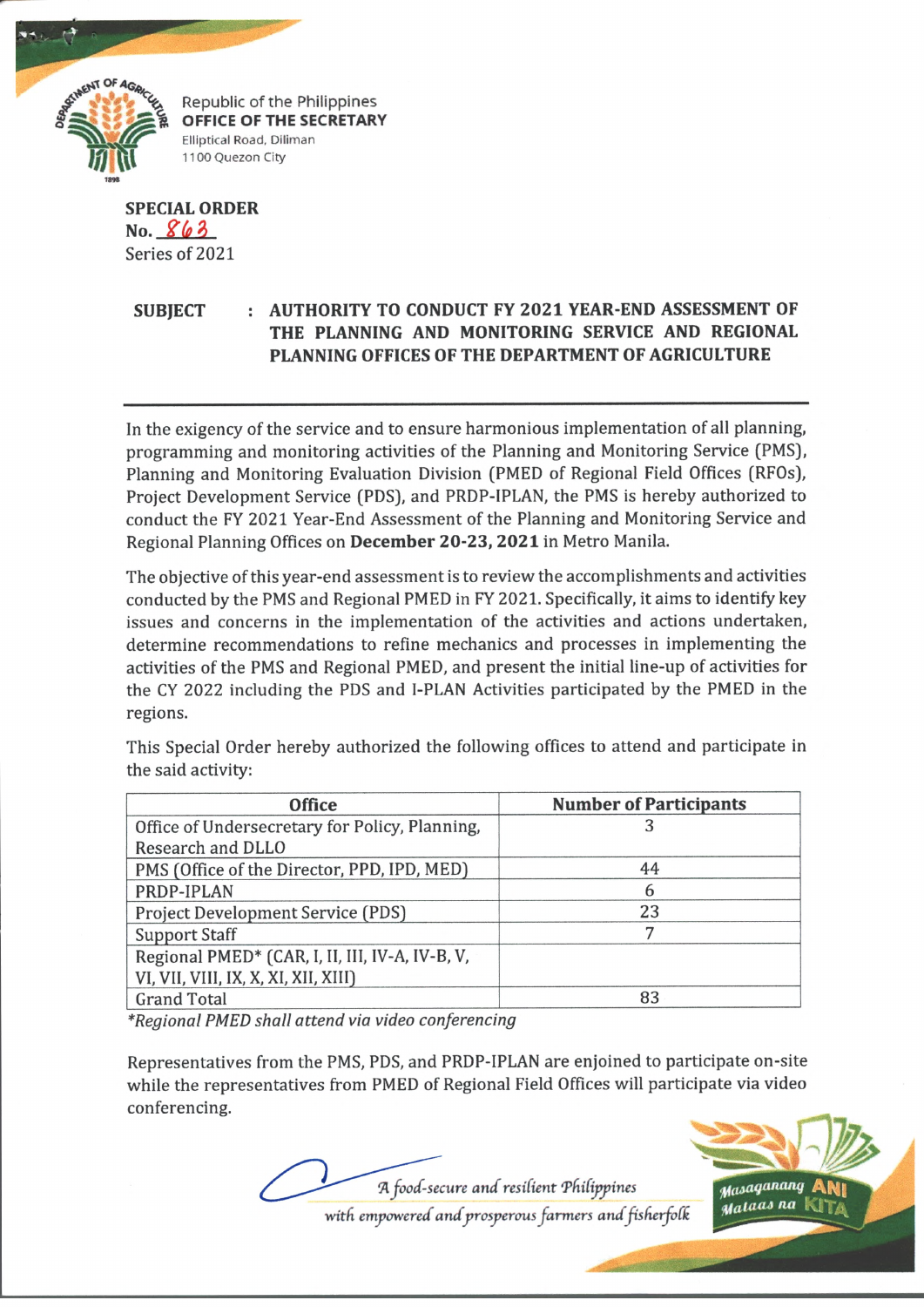Republic of the Philippines
**OFFICE OF THE SECRETARY**
Elliptical Road, Diliman
1100 Quezon City

**SPECIAL ORDER**
**No.** 863
Series of 2021

**SUBJECT : AUTHORITY TO CONDUCT FY 2021 YEAR-END ASSESSMENT OF THE PLANNING AND MONITORING SERVICE AND REGIONAL PLANNING OFFICES OF THE DEPARTMENT OF AGRICULTURE**

In the exigency of the service and to ensure harmonious implementation of all planning, programming and monitoring activities of the Planning and Monitoring Service (PMS), Planning and Monitoring Evaluation Division (PMED of Regional Field Offices (RFOs), Project Development Service (PDS), and PRDP-IPLAN, the PMS is hereby authorized to conduct the FY 2021 Year-End Assessment of the Planning and Monitoring Service and Regional Planning Offices on **December 20-23, 2021** in Metro Manila.

The objective of this year-end assessment is to review the accomplishments and activities conducted by the PMS and Regional PMED in FY 2021. Specifically, it aims to identify key issues and concerns in the implementation of the activities and actions undertaken, determine recommendations to refine mechanics and processes in implementing the activities of the PMS and Regional PMED, and present the initial line-up of activities for the CY 2022 including the PDS and I-PLAN Activities participated by the PMED in the regions.

This Special Order hereby authorized the following offices to attend and participate in the said activity:

| Office | Number of Participants |
|---|---|
| Office of Undersecretary for Policy, Planning, Research and DLLO | 3 |
| PMS (Office of the Director, PPD, IPD, MED) | 44 |
| PRDP-IPLAN | 6 |
| Project Development Service (PDS) | 23 |
| Support Staff | 7 |
| Regional PMED* (CAR, I, II, III, IV-A, IV-B, V, VI, VII, VIII, IX, X, XI, XII, XIII) | |
| Grand Total | 83 |

*\*Regional PMED shall attend via video conferencing*

Representatives from the PMS, PDS, and PRDP-IPLAN are enjoined to participate on-site while the representatives from PMED of Regional Field Offices will participate via video conferencing.

*A food-secure and resilient Philippines with empowered and prosperous farmers and fisherfolk*

Masaganang ANI Mataas na KITA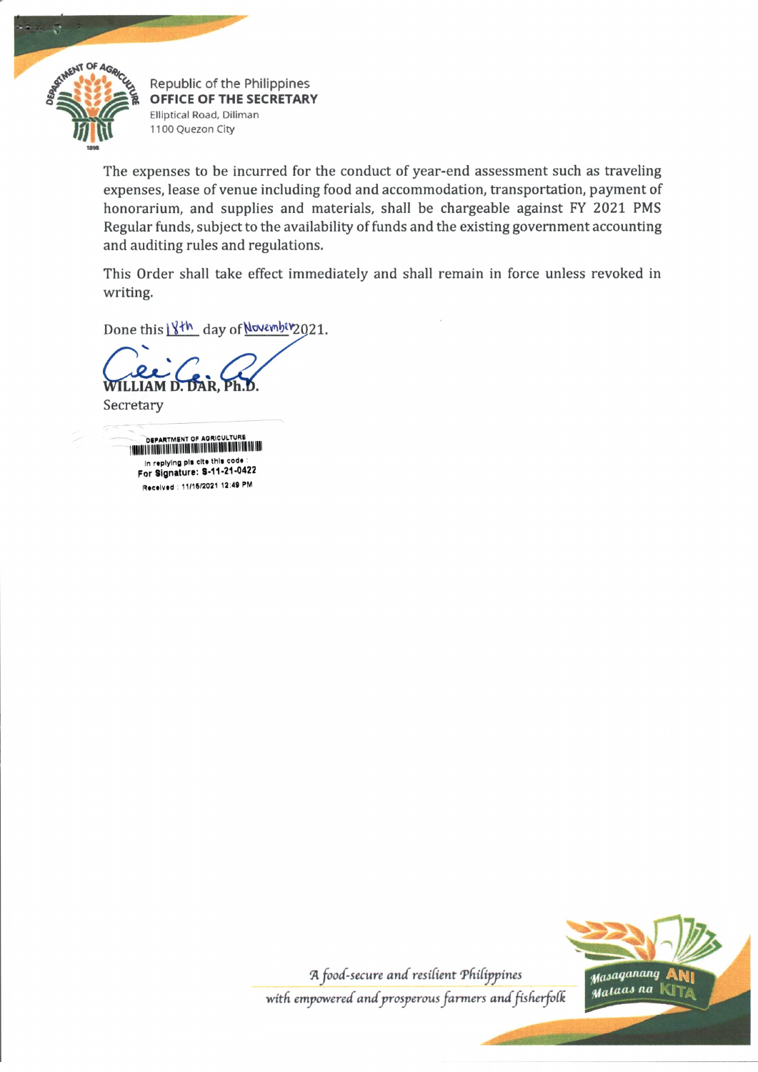The expenses to be incurred for the conduct of year-end assessment such as traveling expenses, lease of venue including food and accommodation, transportation, payment of honorarium, and supplies and materials, shall be chargeable against FY 2021 PMS Regular funds, subject to the availability of funds and the existing government accounting and auditing rules and regulations.

This Order shall take effect immediately and shall remain in force unless revoked in writing.

Done this 18th day of November 2021.

**WILLIAM D. DAR, Ph.D.**
Secretary

DEPARTMENT OF AGRICULTURE
In replying pls cite this code :
For Signature: S-11-21-0422
Received : 11/16/2021 12:49 PM